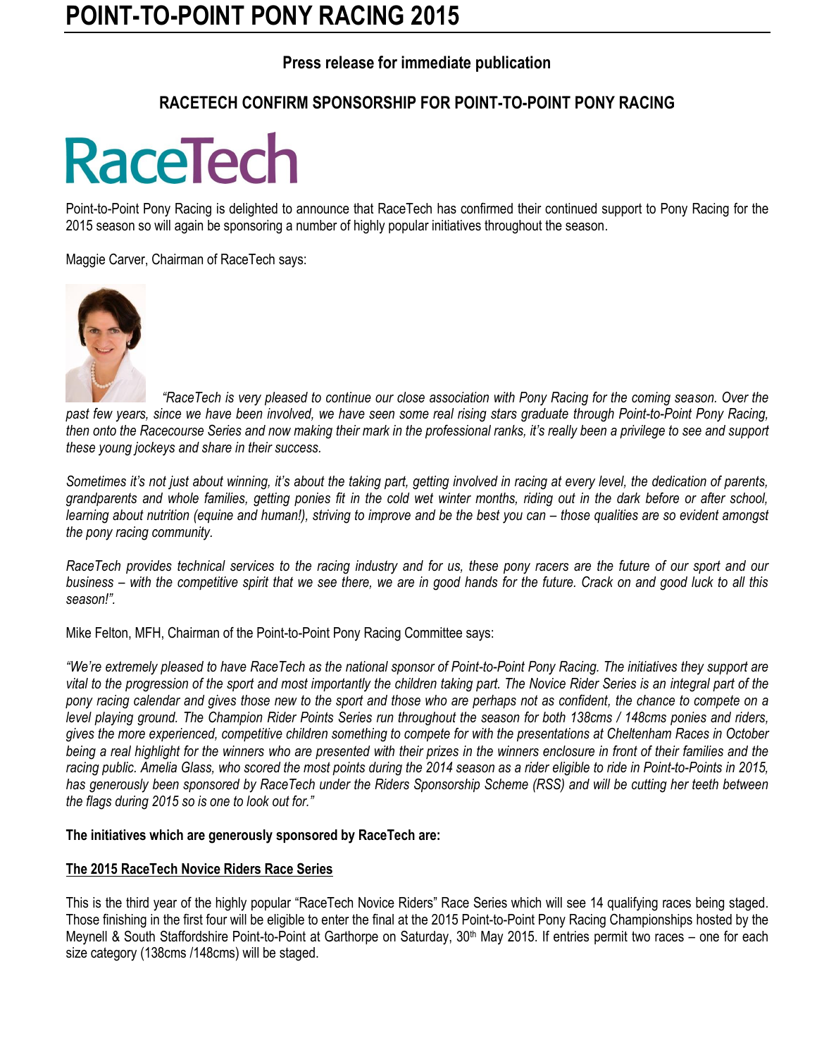# POINT-TO-POINT PONY RACING 2015

**Press release for immediate publication**

**RACETECH CONFIRM SPONSORSHIP FOR POINT-TO-POINT PONY RACING**

RaceTech

Point-to-Point Pony Racing is delighted to announce that RaceTech has confirmed their continued support to Pony Racing for the 2015 season so will again be sponsoring a number of highly popular initiatives throughout the season.

Maggie Carver, Chairman of RaceTech says:

*"RaceTech is very pleased to continue our close association with Pony Racing for the coming season. Over the past few years, since we have been involved, we have seen some real rising stars graduate through Point-to-Point Pony Racing, then onto the Racecourse Series and now making their mark in the professional ranks, it's really been a privilege to see and support these young jockeys and share in their success.*

*Sometimes it's not just about winning, it's about the taking part, getting involved in racing at every level, the dedication of parents, grandparents and whole families, getting ponies fit in the cold wet winter months, riding out in the dark before or after school, learning about nutrition (equine and human!), striving to improve and be the best you can – those qualities are so evident amongst the pony racing community.*

*RaceTech provides technical services to the racing industry and for us, these pony racers are the future of our sport and our business – with the competitive spirit that we see there, we are in good hands for the future. Crack on and good luck to all this season!".*

Mike Felton, MFH, Chairman of the Point-to-Point Pony Racing Committee says:

*"We're extremely pleased to have RaceTech as the national sponsor of Point-to-Point Pony Racing. The initiatives they support are vital to the progression of the sport and most importantly the children taking part. The Novice Rider Series is an integral part of the pony racing calendar and gives those new to the sport and those who are perhaps not as confident, the chance to compete on a level playing ground. The Champion Rider Points Series run throughout the season for both 138cms / 148cms ponies and riders, gives the more experienced, competitive children something to compete for with the presentations at Cheltenham Races in October being a real highlight for the winners who are presented with their prizes in the winners enclosure in front of their families and the racing public. Amelia Glass, who scored the most points during the 2014 season as a rider eligible to ride in Point-to-Points in 2015, has generously been sponsored by RaceTech under the Riders Sponsorship Scheme (RSS) and will be cutting her teeth between the flags during 2015 so is one to look out for."*

**The initiatives which are generously sponsored by RaceTech are:**

**<u>The 2015 RaceTech Novice Riders Race Series</u>**

This is the third year of the highly popular "RaceTech Novice Riders" Race Series which will see 14 qualifying races being staged. Those finishing in the first four will be eligible to enter the final at the 2015 Point-to-Point Pony Racing Championships hosted by the Meynell & South Staffordshire Point-to-Point at Garthorpe on Saturday, 30th May 2015. If entries permit two races – one for each size category (138cms /148cms) will be staged.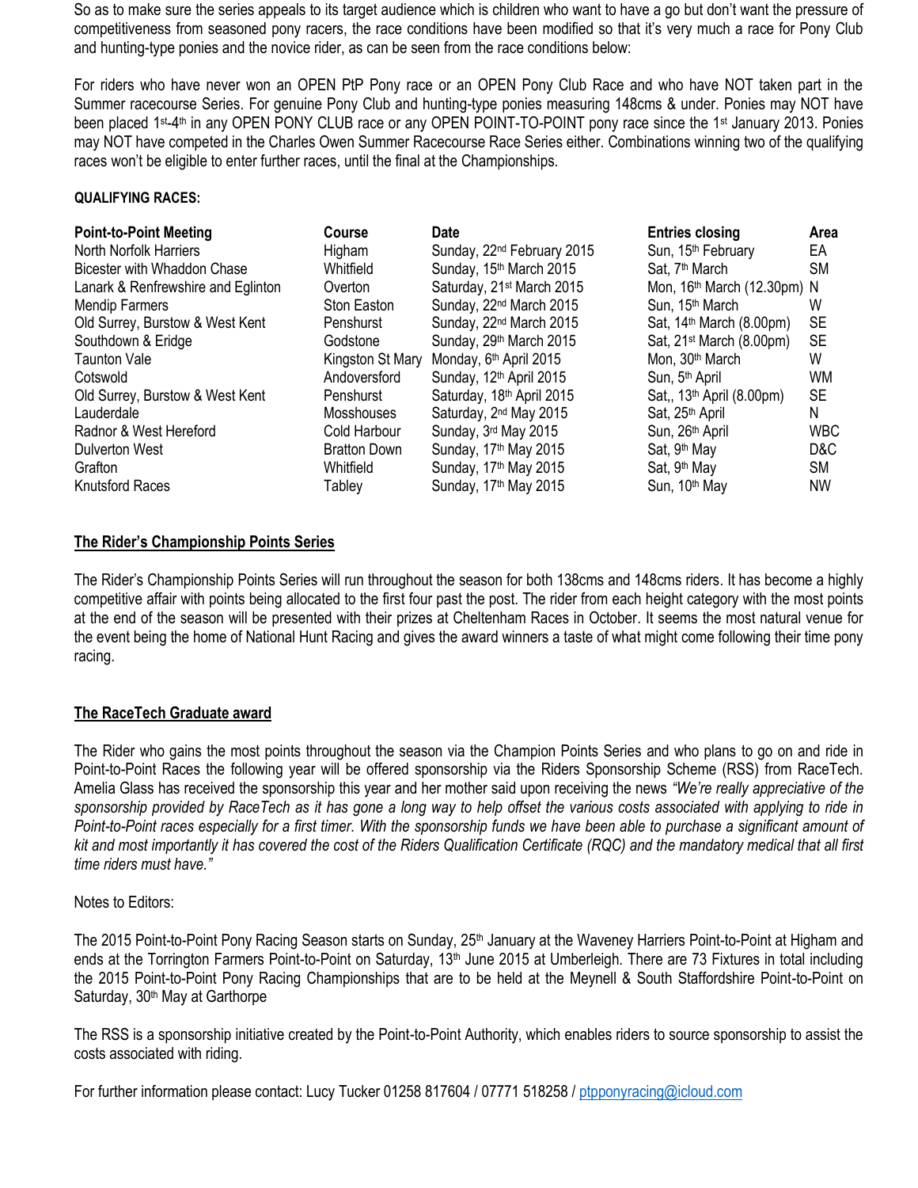So as to make sure the series appeals to its target audience which is children who want to have a go but don't want the pressure of competitiveness from seasoned pony racers, the race conditions have been modified so that it's very much a race for Pony Club and hunting-type ponies and the novice rider, as can be seen from the race conditions below:

For riders who have never won an OPEN PtP Pony race or an OPEN Pony Club Race and who have NOT taken part in the Summer racecourse Series. For genuine Pony Club and hunting-type ponies measuring 148cms & under. Ponies may NOT have been placed 1st-4th in any OPEN PONY CLUB race or any OPEN POINT-TO-POINT pony race since the 1st January 2013. Ponies may NOT have competed in the Charles Owen Summer Racecourse Race Series either. Combinations winning two of the qualifying races won't be eligible to enter further races, until the final at the Championships.

**QUALIFYING RACES:**

| Point-to-Point Meeting | Course | Date | Entries closing | Area |
|---|---|---|---|---|
| North Norfolk Harriers | Higham | Sunday, 22nd February 2015 | Sun, 15th February | EA |
| Bicester with Whaddon Chase | Whitfield | Sunday, 15th March 2015 | Sat, 7th March | SM |
| Lanark & Renfrewshire and Eglinton | Overton | Saturday, 21st March 2015 | Mon, 16th March (12.30pm) | N |
| Mendip Farmers | Ston Easton | Sunday, 22nd March 2015 | Sun, 15th March | W |
| Old Surrey, Burstow & West Kent | Penshurst | Sunday, 22nd March 2015 | Sat, 14th March (8.00pm) | SE |
| Southdown & Eridge | Godstone | Sunday, 29th March 2015 | Sat, 21st March (8.00pm) | SE |
| Taunton Vale | Kingston St Mary | Monday, 6th April 2015 | Mon, 30th March | W |
| Cotswold | Andoversford | Sunday, 12th April 2015 | Sun, 5th April | WM |
| Old Surrey, Burstow & West Kent | Penshurst | Saturday, 18th April 2015 | Sat,, 13th April (8.00pm) | SE |
| Lauderdale | Mosshouses | Saturday, 2nd May 2015 | Sat, 25th April | N |
| Radnor & West Hereford | Cold Harbour | Sunday, 3rd May 2015 | Sun, 26th April | WBC |
| Dulverton West | Bratton Down | Sunday, 17th May 2015 | Sat, 9th May | D&C |
| Grafton | Whitfield | Sunday, 17th May 2015 | Sat, 9th May | SM |
| Knutsford Races | Tabley | Sunday, 17th May 2015 | Sun, 10th May | NW |

## The Rider's Championship Points Series

The Rider's Championship Points Series will run throughout the season for both 138cms and 148cms riders. It has become a highly competitive affair with points being allocated to the first four past the post. The rider from each height category with the most points at the end of the season will be presented with their prizes at Cheltenham Races in October. It seems the most natural venue for the event being the home of National Hunt Racing and gives the award winners a taste of what might come following their time pony racing.

## The RaceTech Graduate award

The Rider who gains the most points throughout the season via the Champion Points Series and who plans to go on and ride in Point-to-Point Races the following year will be offered sponsorship via the Riders Sponsorship Scheme (RSS) from RaceTech. Amelia Glass has received the sponsorship this year and her mother said upon receiving the news *"We're really appreciative of the sponsorship provided by RaceTech as it has gone a long way to help offset the various costs associated with applying to ride in Point-to-Point races especially for a first timer. With the sponsorship funds we have been able to purchase a significant amount of kit and most importantly it has covered the cost of the Riders Qualification Certificate (RQC) and the mandatory medical that all first time riders must have."*

Notes to Editors:

The 2015 Point-to-Point Pony Racing Season starts on Sunday, 25th January at the Waveney Harriers Point-to-Point at Higham and ends at the Torrington Farmers Point-to-Point on Saturday, 13th June 2015 at Umberleigh. There are 73 Fixtures in total including the 2015 Point-to-Point Pony Racing Championships that are to be held at the Meynell & South Staffordshire Point-to-Point on Saturday, 30th May at Garthorpe

The RSS is a sponsorship initiative created by the Point-to-Point Authority, which enables riders to source sponsorship to assist the costs associated with riding.

For further information please contact: Lucy Tucker 01258 817604 / 07771 518258 / ptpponyracing@icloud.com